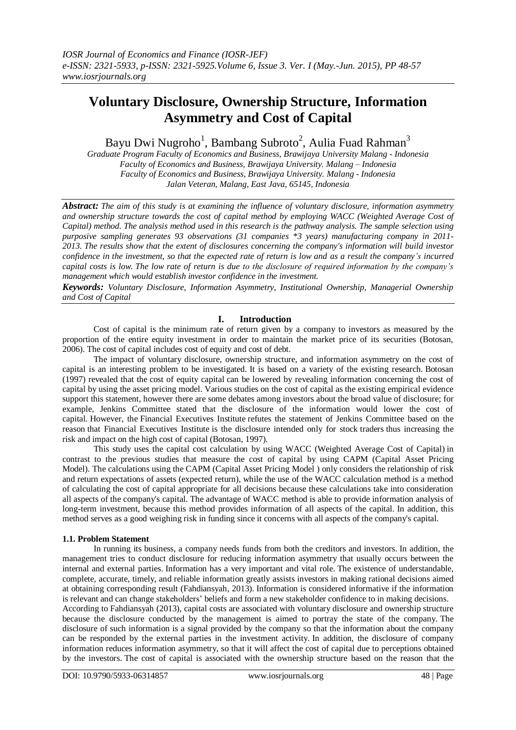# Voluntary Disclosure, Ownership Structure, Information Asymmetry and Cost of Capital

Bayu Dwi Nugroho[1], Bambang Subroto[2], Aulia Fuad Rahman[3]

*Graduate Program Faculty of Economics and Business, Brawijaya University Malang - Indonesia*
*Faculty of Economics and Business, Brawijaya University. Malang – Indonesia*
*Faculty of Economics and Business, Brawijaya University. Malang - Indonesia*
*Jalan Veteran, Malang, East Java, 65145, Indonesia*

***Abstract:*** *The aim of this study is at examining the influence of voluntary disclosure, information asymmetry and ownership structure towards the cost of capital method by employing WACC (Weighted Average Cost of Capital) method. The analysis method used in this research is the pathway analysis. The sample selection using purposive sampling generates 93 observations (31 companies \*3 years) manufacturing company in 2011-2013. The results show that the extent of disclosures concerning the company's information will build investor confidence in the investment, so that the expected rate of return is low and as a result the company's incurred capital costs is low. The low rate of return is due to the disclosure of required information by the company's management which would establish investor confidence in the investment.*

***Keywords:*** *Voluntary Disclosure, Information Asymmetry, Institutional Ownership, Managerial Ownership and Cost of Capital*

## I. Introduction

Cost of capital is the minimum rate of return given by a company to investors as measured by the proportion of the entire equity investment in order to maintain the market price of its securities (Botosan, 2006). The cost of capital includes cost of equity and cost of debt.

The impact of voluntary disclosure, ownership structure, and information asymmetry on the cost of capital is an interesting problem to be investigated. It is based on a variety of the existing research. Botosan (1997) revealed that the cost of equity capital can be lowered by revealing information concerning the cost of capital by using the asset pricing model. Various studies on the cost of capital as the existing empirical evidence support this statement, however there are some debates among investors about the broad value of disclosure; for example, Jenkins Committee stated that the disclosure of the information would lower the cost of capital. However, the Financial Executives Institute refutes the statement of Jenkins Committee based on the reason that Financial Executives Institute is the disclosure intended only for stock traders thus increasing the risk and impact on the high cost of capital (Botosan, 1997).

This study uses the capital cost calculation by using WACC (Weighted Average Cost of Capital) in contrast to the previous studies that measure the cost of capital by using CAPM (Capital Asset Pricing Model). The calculations using the CAPM (Capital Asset Pricing Model ) only considers the relationship of risk and return expectations of assets (expected return), while the use of the WACC calculation method is a method of calculating the cost of capital appropriate for all decisions because these calculations take into consideration all aspects of the company's capital. The advantage of WACC method is able to provide information analysis of long-term investment, because this method provides information of all aspects of the capital. In addition, this method serves as a good weighing risk in funding since it concerns with all aspects of the company's capital.

### 1.1. Problem Statement

In running its business, a company needs funds from both the creditors and investors. In addition, the management tries to conduct disclosure for reducing information asymmetry that usually occurs between the internal and external parties. Information has a very important and vital role. The existence of understandable, complete, accurate, timely, and reliable information greatly assists investors in making rational decisions aimed at obtaining corresponding result (Fahdiansyah, 2013). Information is considered informative if the information is relevant and can change stakeholders' beliefs and form a new stakeholder confidence to in making decisions.

According to Fahdiansyah (2013), capital costs are associated with voluntary disclosure and ownership structure because the disclosure conducted by the management is aimed to portray the state of the company. The disclosure of such information is a signal provided by the company so that the information about the company can be responded by the external parties in the investment activity. In addition, the disclosure of company information reduces information asymmetry, so that it will affect the cost of capital due to perceptions obtained by the investors. The cost of capital is associated with the ownership structure based on the reason that the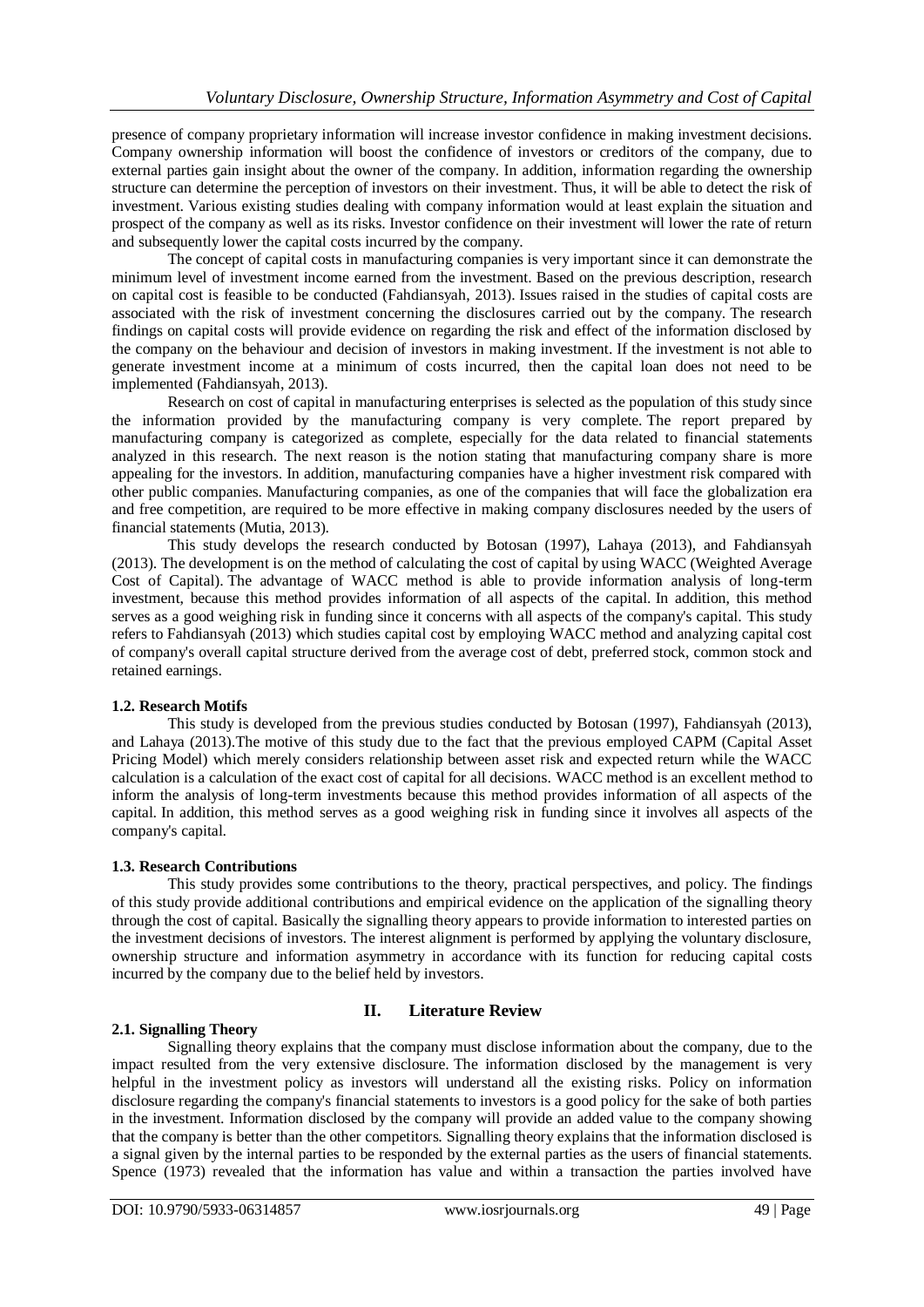presence of company proprietary information will increase investor confidence in making investment decisions. Company ownership information will boost the confidence of investors or creditors of the company, due to external parties gain insight about the owner of the company. In addition, information regarding the ownership structure can determine the perception of investors on their investment. Thus, it will be able to detect the risk of investment. Various existing studies dealing with company information would at least explain the situation and prospect of the company as well as its risks. Investor confidence on their investment will lower the rate of return and subsequently lower the capital costs incurred by the company.

The concept of capital costs in manufacturing companies is very important since it can demonstrate the minimum level of investment income earned from the investment. Based on the previous description, research on capital cost is feasible to be conducted (Fahdiansyah, 2013). Issues raised in the studies of capital costs are associated with the risk of investment concerning the disclosures carried out by the company. The research findings on capital costs will provide evidence on regarding the risk and effect of the information disclosed by the company on the behaviour and decision of investors in making investment. If the investment is not able to generate investment income at a minimum of costs incurred, then the capital loan does not need to be implemented (Fahdiansyah, 2013).

Research on cost of capital in manufacturing enterprises is selected as the population of this study since the information provided by the manufacturing company is very complete. The report prepared by manufacturing company is categorized as complete, especially for the data related to financial statements analyzed in this research. The next reason is the notion stating that manufacturing company share is more appealing for the investors. In addition, manufacturing companies have a higher investment risk compared with other public companies. Manufacturing companies, as one of the companies that will face the globalization era and free competition, are required to be more effective in making company disclosures needed by the users of financial statements (Mutia, 2013).

This study develops the research conducted by Botosan (1997), Lahaya (2013), and Fahdiansyah (2013). The development is on the method of calculating the cost of capital by using WACC (Weighted Average Cost of Capital). The advantage of WACC method is able to provide information analysis of long-term investment, because this method provides information of all aspects of the capital. In addition, this method serves as a good weighing risk in funding since it concerns with all aspects of the company's capital. This study refers to Fahdiansyah (2013) which studies capital cost by employing WACC method and analyzing capital cost of company's overall capital structure derived from the average cost of debt, preferred stock, common stock and retained earnings.

### 1.2. Research Motifs

This study is developed from the previous studies conducted by Botosan (1997), Fahdiansyah (2013), and Lahaya (2013).The motive of this study due to the fact that the previous employed CAPM (Capital Asset Pricing Model) which merely considers relationship between asset risk and expected return while the WACC calculation is a calculation of the exact cost of capital for all decisions. WACC method is an excellent method to inform the analysis of long-term investments because this method provides information of all aspects of the capital. In addition, this method serves as a good weighing risk in funding since it involves all aspects of the company's capital.

### 1.3. Research Contributions

This study provides some contributions to the theory, practical perspectives, and policy. The findings of this study provide additional contributions and empirical evidence on the application of the signalling theory through the cost of capital. Basically the signalling theory appears to provide information to interested parties on the investment decisions of investors. The interest alignment is performed by applying the voluntary disclosure, ownership structure and information asymmetry in accordance with its function for reducing capital costs incurred by the company due to the belief held by investors.

## II. Literature Review

### 2.1. Signalling Theory

Signalling theory explains that the company must disclose information about the company, due to the impact resulted from the very extensive disclosure. The information disclosed by the management is very helpful in the investment policy as investors will understand all the existing risks. Policy on information disclosure regarding the company's financial statements to investors is a good policy for the sake of both parties in the investment. Information disclosed by the company will provide an added value to the company showing that the company is better than the other competitors. Signalling theory explains that the information disclosed is a signal given by the internal parties to be responded by the external parties as the users of financial statements. Spence (1973) revealed that the information has value and within a transaction the parties involved have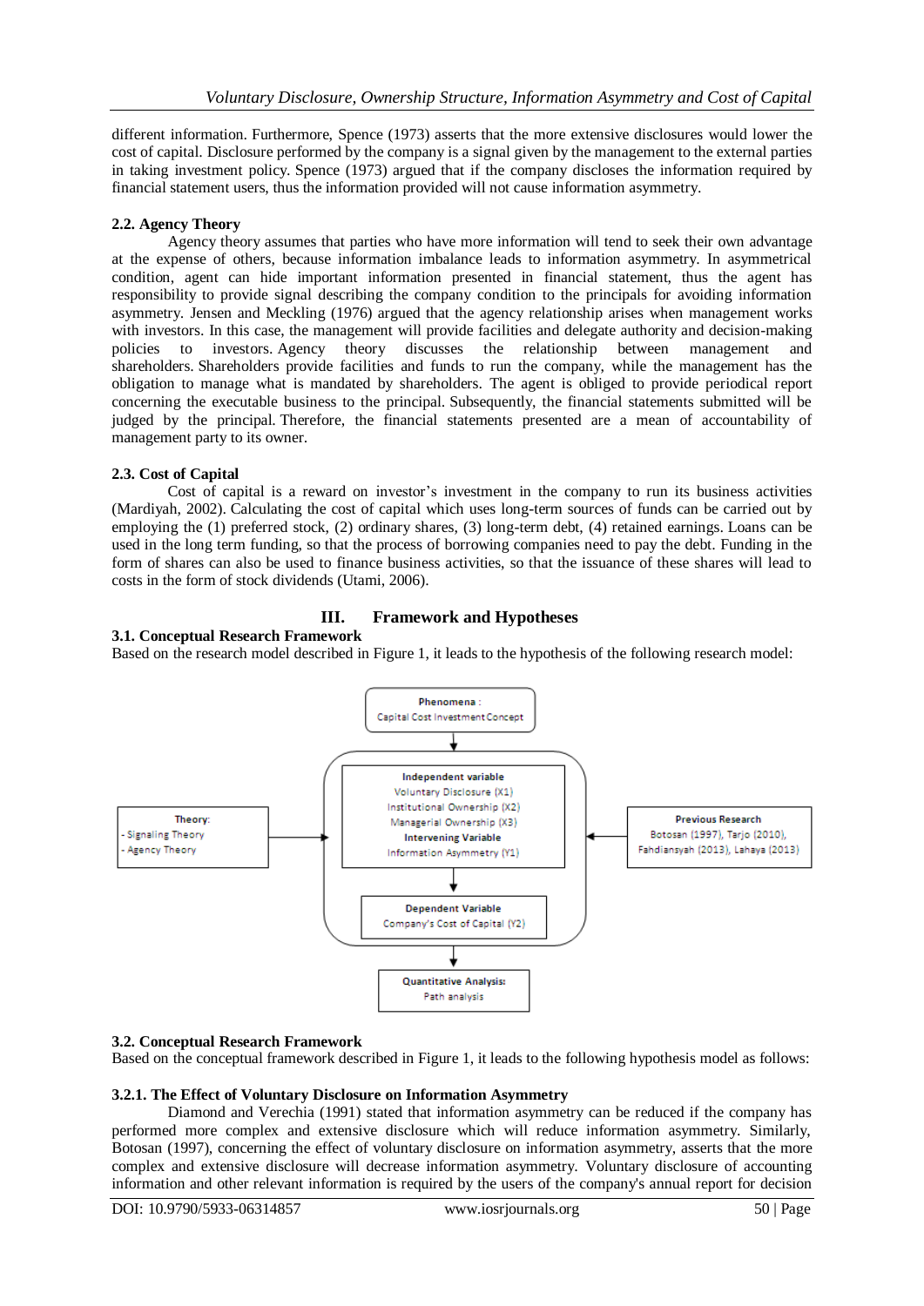different information. Furthermore, Spence (1973) asserts that the more extensive disclosures would lower the cost of capital. Disclosure performed by the company is a signal given by the management to the external parties in taking investment policy. Spence (1973) argued that if the company discloses the information required by financial statement users, thus the information provided will not cause information asymmetry.

### 2.2. Agency Theory

Agency theory assumes that parties who have more information will tend to seek their own advantage at the expense of others, because information imbalance leads to information asymmetry. In asymmetrical condition, agent can hide important information presented in financial statement, thus the agent has responsibility to provide signal describing the company condition to the principals for avoiding information asymmetry. Jensen and Meckling (1976) argued that the agency relationship arises when management works with investors. In this case, the management will provide facilities and delegate authority and decision-making policies to investors. Agency theory discusses the relationship between management and shareholders. Shareholders provide facilities and funds to run the company, while the management has the obligation to manage what is mandated by shareholders. The agent is obliged to provide periodical report concerning the executable business to the principal. Subsequently, the financial statements submitted will be judged by the principal. Therefore, the financial statements presented are a mean of accountability of management party to its owner.

### 2.3. Cost of Capital

Cost of capital is a reward on investor's investment in the company to run its business activities (Mardiyah, 2002). Calculating the cost of capital which uses long-term sources of funds can be carried out by employing the (1) preferred stock, (2) ordinary shares, (3) long-term debt, (4) retained earnings. Loans can be used in the long term funding, so that the process of borrowing companies need to pay the debt. Funding in the form of shares can also be used to finance business activities, so that the issuance of these shares will lead to costs in the form of stock dividends (Utami, 2006).

## III. Framework and Hypotheses

### 3.1. Conceptual Research Framework

Based on the research model described in Figure 1, it leads to the hypothesis of the following research model:

**Phenomena :** Capital Cost Investment Concept

**Theory:**
- Signaling Theory
- Agency Theory

**Independent variable**
Voluntary Disclosure (X1)
Institutional Ownership (X2)
Managerial Ownership (X3)

**Intervening Variable**
Information Asymmetry (Y1)

**Dependent Variable**
Company's Cost of Capital (Y2)

**Previous Research**
Botosan (1997), Tarjo (2010), Fahdiansyah (2013), Lahaya (2013)

**Quantitative Analysis:**
Path analysis

### 3.2. Conceptual Research Framework

Based on the conceptual framework described in Figure 1, it leads to the following hypothesis model as follows:

#### 3.2.1. The Effect of Voluntary Disclosure on Information Asymmetry

Diamond and Verechia (1991) stated that information asymmetry can be reduced if the company has performed more complex and extensive disclosure which will reduce information asymmetry. Similarly, Botosan (1997), concerning the effect of voluntary disclosure on information asymmetry, asserts that the more complex and extensive disclosure will decrease information asymmetry. Voluntary disclosure of accounting information and other relevant information is required by the users of the company's annual report for decision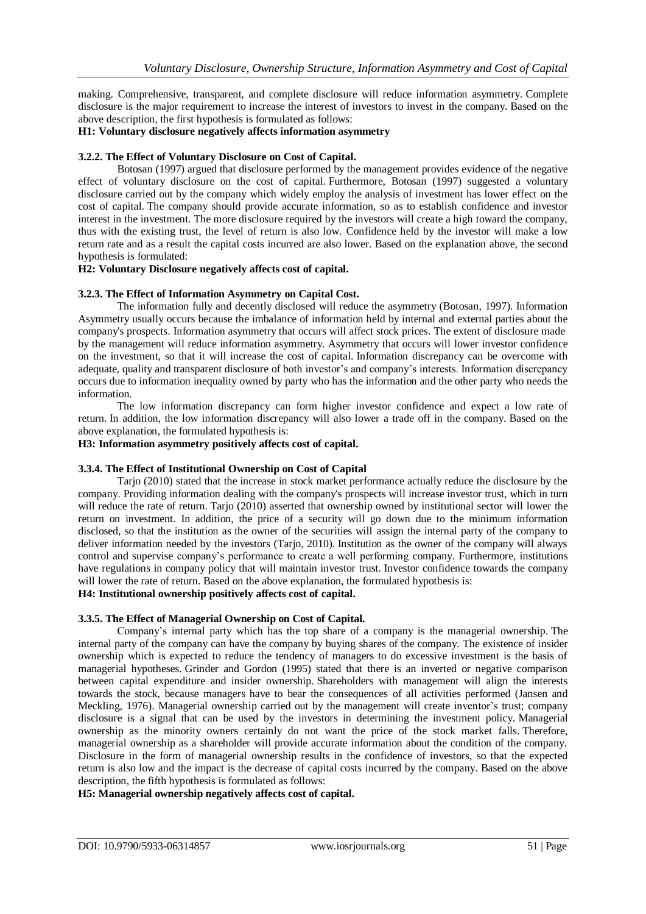making. Comprehensive, transparent, and complete disclosure will reduce information asymmetry. Complete disclosure is the major requirement to increase the interest of investors to invest in the company. Based on the above description, the first hypothesis is formulated as follows:

**H1: Voluntary disclosure negatively affects information asymmetry**

### 3.2.2. The Effect of Voluntary Disclosure on Cost of Capital.

Botosan (1997) argued that disclosure performed by the management provides evidence of the negative effect of voluntary disclosure on the cost of capital. Furthermore, Botosan (1997) suggested a voluntary disclosure carried out by the company which widely employ the analysis of investment has lower effect on the cost of capital. The company should provide accurate information, so as to establish confidence and investor interest in the investment. The more disclosure required by the investors will create a high toward the company, thus with the existing trust, the level of return is also low. Confidence held by the investor will make a low return rate and as a result the capital costs incurred are also lower. Based on the explanation above, the second hypothesis is formulated:

**H2: Voluntary Disclosure negatively affects cost of capital.**

### 3.2.3. The Effect of Information Asymmetry on Capital Cost.

The information fully and decently disclosed will reduce the asymmetry (Botosan, 1997). Information Asymmetry usually occurs because the imbalance of information held by internal and external parties about the company's prospects. Information asymmetry that occurs will affect stock prices. The extent of disclosure made by the management will reduce information asymmetry. Asymmetry that occurs will lower investor confidence on the investment, so that it will increase the cost of capital. Information discrepancy can be overcome with adequate, quality and transparent disclosure of both investor's and company's interests. Information discrepancy occurs due to information inequality owned by party who has the information and the other party who needs the information.

The low information discrepancy can form higher investor confidence and expect a low rate of return. In addition, the low information discrepancy will also lower a trade off in the company. Based on the above explanation, the formulated hypothesis is:

**H3: Information asymmetry positively affects cost of capital.**

### 3.3.4. The Effect of Institutional Ownership on Cost of Capital

Tarjo (2010) stated that the increase in stock market performance actually reduce the disclosure by the company. Providing information dealing with the company's prospects will increase investor trust, which in turn will reduce the rate of return. Tarjo (2010) asserted that ownership owned by institutional sector will lower the return on investment. In addition, the price of a security will go down due to the minimum information disclosed, so that the institution as the owner of the securities will assign the internal party of the company to deliver information needed by the investors (Tarjo, 2010). Institution as the owner of the company will always control and supervise company's performance to create a well performing company. Furthermore, institutions have regulations in company policy that will maintain investor trust. Investor confidence towards the company will lower the rate of return. Based on the above explanation, the formulated hypothesis is:

**H4: Institutional ownership positively affects cost of capital.**

### 3.3.5. The Effect of Managerial Ownership on Cost of Capital.

Company's internal party which has the top share of a company is the managerial ownership. The internal party of the company can have the company by buying shares of the company. The existence of insider ownership which is expected to reduce the tendency of managers to do excessive investment is the basis of managerial hypotheses. Grinder and Gordon (1995) stated that there is an inverted or negative comparison between capital expenditure and insider ownership. Shareholders with management will align the interests towards the stock, because managers have to bear the consequences of all activities performed (Jansen and Meckling, 1976). Managerial ownership carried out by the management will create inventor's trust; company disclosure is a signal that can be used by the investors in determining the investment policy. Managerial ownership as the minority owners certainly do not want the price of the stock market falls. Therefore, managerial ownership as a shareholder will provide accurate information about the condition of the company. Disclosure in the form of managerial ownership results in the confidence of investors, so that the expected return is also low and the impact is the decrease of capital costs incurred by the company. Based on the above description, the fifth hypothesis is formulated as follows:

**H5: Managerial ownership negatively affects cost of capital.**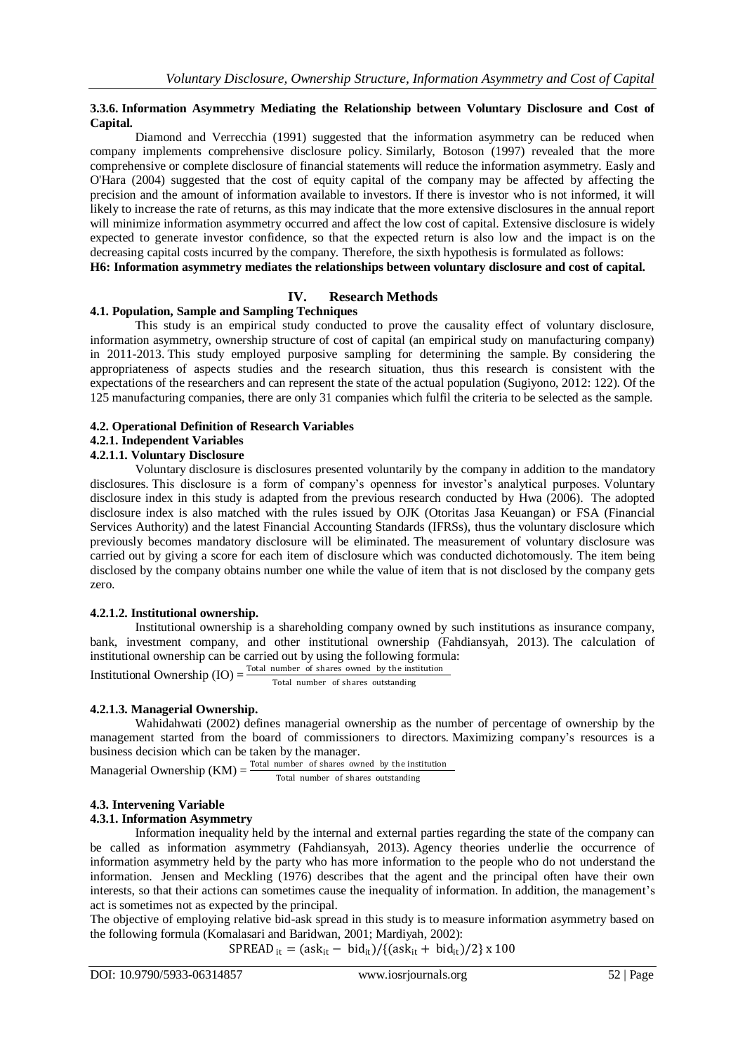#### 3.3.6. Information Asymmetry Mediating the Relationship between Voluntary Disclosure and Cost of Capital.

Diamond and Verrecchia (1991) suggested that the information asymmetry can be reduced when company implements comprehensive disclosure policy. Similarly, Botoson (1997) revealed that the more comprehensive or complete disclosure of financial statements will reduce the information asymmetry. Easly and O'Hara (2004) suggested that the cost of equity capital of the company may be affected by affecting the precision and the amount of information available to investors. If there is investor who is not informed, it will likely to increase the rate of returns, as this may indicate that the more extensive disclosures in the annual report will minimize information asymmetry occurred and affect the low cost of capital. Extensive disclosure is widely expected to generate investor confidence, so that the expected return is also low and the impact is on the decreasing capital costs incurred by the company. Therefore, the sixth hypothesis is formulated as follows:

**H6: Information asymmetry mediates the relationships between voluntary disclosure and cost of capital.**

## IV. Research Methods

### 4.1. Population, Sample and Sampling Techniques

This study is an empirical study conducted to prove the causality effect of voluntary disclosure, information asymmetry, ownership structure of cost of capital (an empirical study on manufacturing company) in 2011-2013. This study employed purposive sampling for determining the sample. By considering the appropriateness of aspects studies and the research situation, thus this research is consistent with the expectations of the researchers and can represent the state of the actual population (Sugiyono, 2012: 122). Of the 125 manufacturing companies, there are only 31 companies which fulfil the criteria to be selected as the sample.

### 4.2. Operational Definition of Research Variables

#### 4.2.1. Independent Variables

#### 4.2.1.1. Voluntary Disclosure

Voluntary disclosure is disclosures presented voluntarily by the company in addition to the mandatory disclosures. This disclosure is a form of company's openness for investor's analytical purposes. Voluntary disclosure index in this study is adapted from the previous research conducted by Hwa (2006). The adopted disclosure index is also matched with the rules issued by OJK (Otoritas Jasa Keuangan) or FSA (Financial Services Authority) and the latest Financial Accounting Standards (IFRSs), thus the voluntary disclosure which previously becomes mandatory disclosure will be eliminated. The measurement of voluntary disclosure was carried out by giving a score for each item of disclosure which was conducted dichotomously. The item being disclosed by the company obtains number one while the value of item that is not disclosed by the company gets zero.

#### 4.2.1.2. Institutional ownership.

Institutional ownership is a shareholding company owned by such institutions as insurance company, bank, investment company, and other institutional ownership (Fahdiansyah, 2013). The calculation of institutional ownership can be carried out by using the following formula:

$$\text{Institutional Ownership (IO)} = \frac{\text{Total number of shares owned by the institution}}{\text{Total number of shares outstanding}}$$

#### 4.2.1.3. Managerial Ownership.

Wahidahwati (2002) defines managerial ownership as the number of percentage of ownership by the management started from the board of commissioners to directors. Maximizing company's resources is a business decision which can be taken by the manager.

$$\text{Managerial Ownership (KM)} = \frac{\text{Total number of shares owned by the institution}}{\text{Total number of shares outstanding}}$$

### 4.3. Intervening Variable

#### 4.3.1. Information Asymmetry

Information inequality held by the internal and external parties regarding the state of the company can be called as information asymmetry (Fahdiansyah, 2013). Agency theories underlie the occurrence of information asymmetry held by the party who has more information to the people who do not understand the information. Jensen and Meckling (1976) describes that the agent and the principal often have their own interests, so that their actions can sometimes cause the inequality of information. In addition, the management's act is sometimes not as expected by the principal.

The objective of employing relative bid-ask spread in this study is to measure information asymmetry based on the following formula (Komalasari and Baridwan, 2001; Mardiyah, 2002):

$$\text{SPREAD}_{it} = (\text{ask}_{it} - \text{bid}_{it})/\{(\text{ask}_{it} + \text{bid}_{it})/2\} \times 100$$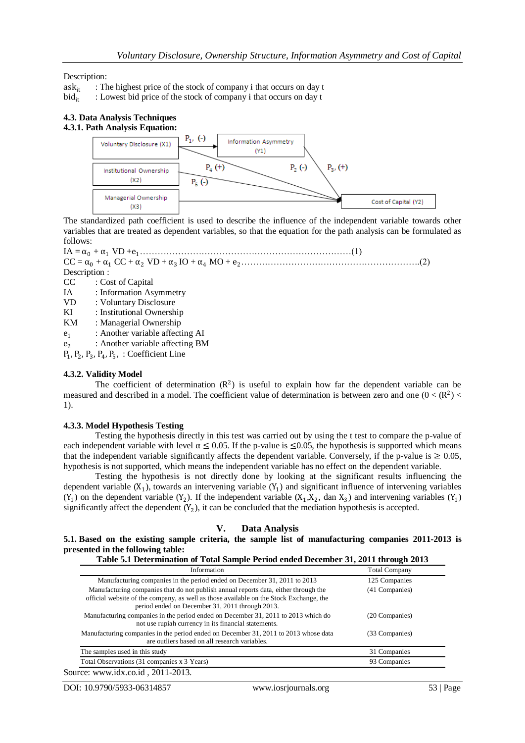Description:

$ask_{it}$ : The highest price of the stock of company i that occurs on day t

$bid_{it}$ : Lowest bid price of the stock of company i that occurs on day t

### 4.3. Data Analysis Techniques

#### 4.3.1. Path Analysis Equation:

Voluntary Disclosure (X1) — $P_1$, (-) → Information Asymmetry (Y1)

Institutional Ownership (X2) — $P_4$ (+) → Cost of Capital (Y2)

Managerial Ownership (X3) — $P_5$ (-) → Cost of Capital (Y2)

$P_2$ (-), $P_3$, (+)

The standardized path coefficient is used to describe the influence of the independent variable towards other variables that are treated as dependent variables, so that the equation for the path analysis can be formulated as follows:

$IA = \alpha_0 + \alpha_1 \ VD + e_1$ ……………………………………………………………………(1)

$CC = \alpha_0 + \alpha_1 \ CC + \alpha_2 \ VD + \alpha_3 \ IO + \alpha_4 \ MO + e_2$ ……………………………………………………….(2)

Description :

CC : Cost of Capital

IA : Information Asymmetry

VD : Voluntary Disclosure

KI : Institutional Ownership

KM : Managerial Ownership

$e_1$ : Another variable affecting AI

$e_2$ : Another variable affecting BM

$P_1$, $P_2$, $P_3$, $P_4$, $P_5$, : Coefficient Line

#### 4.3.2. Validity Model

The coefficient of determination ($R^2$) is useful to explain how far the dependent variable can be measured and described in a model. The coefficient value of determination is between zero and one ($0 < (R^2) < 1$).

#### 4.3.3. Model Hypothesis Testing

Testing the hypothesis directly in this test was carried out by using the t test to compare the p-value of each independent variable with level $\alpha \leq 0.05$. If the p-value is $\leq 0.05$, the hypothesis is supported which means that the independent variable significantly affects the dependent variable. Conversely, if the p-value is $\geq 0.05$, hypothesis is not supported, which means the independent variable has no effect on the dependent variable.

Testing the hypothesis is not directly done by looking at the significant results influencing the dependent variable ($X_1$), towards an intervening variable ($Y_1$) and significant influence of intervening variables ($Y_1$) on the dependent variable ($Y_2$). If the independent variable ($X_1$,$X_2$, dan $X_3$) and intervening variables ($Y_1$) significantly affect the dependent ($Y_2$), it can be concluded that the mediation hypothesis is accepted.

## V. Data Analysis

**5.1. Based on the existing sample criteria, the sample list of manufacturing companies 2011-2013 is presented in the following table:**

**Table 5.1 Determination of Total Sample Period ended December 31, 2011 through 2013**

| Information | Total Company |
|---|---|
| Manufacturing companies in the period ended on December 31, 2011 to 2013 | 125 Companies |
| Manufacturing companies that do not publish annual reports data, either through the official website of the company, as well as those available on the Stock Exchange, the period ended on December 31, 2011 through 2013. | (41 Companies) |
| Manufacturing companies in the period ended on December 31, 2011 to 2013 which do not use rupiah currency in its financial statements. | (20 Companies) |
| Manufacturing companies in the period ended on December 31, 2011 to 2013 whose data are outliers based on all research variables. | (33 Companies) |
| The samples used in this study | 31 Companies |
| Total Observations (31 companies x 3 Years) | 93 Companies |

Source: www.idx.co.id , 2011-2013.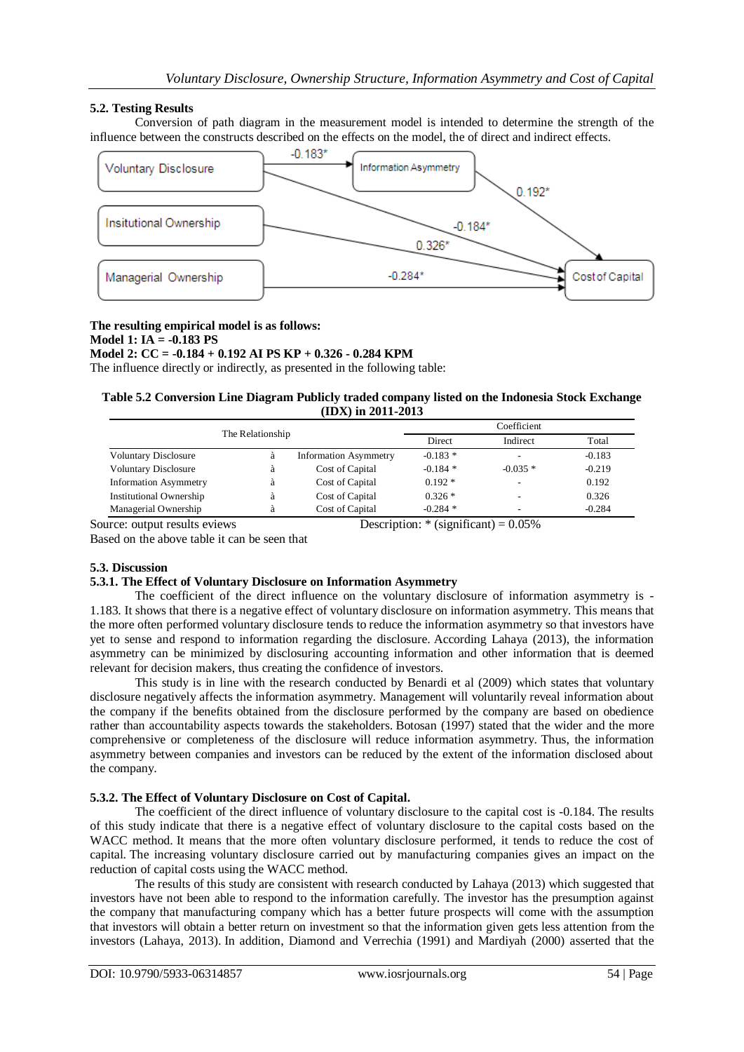### 5.2. Testing Results

Conversion of path diagram in the measurement model is intended to determine the strength of the influence between the constructs described on the effects on the model, the of direct and indirect effects.

**The resulting empirical model is as follows:**

**Model 1: IA = -0.183 PS**

**Model 2: CC = -0.184 + 0.192 AI PS KP + 0.326 - 0.284 KPM**

The influence directly or indirectly, as presented in the following table:

**Table 5.2 Conversion Line Diagram Publicly traded company listed on the Indonesia Stock Exchange (IDX) in 2011-2013**

| The Relationship | | | Coefficient | | |
|---|---|---|---|---|---|
| | | | Direct | Indirect | Total |
| Voluntary Disclosure | à | Information Asymmetry | -0.183 * | - | -0.183 |
| Voluntary Disclosure | à | Cost of Capital | -0.184 * | -0.035 * | -0.219 |
| Information Asymmetry | à | Cost of Capital | 0.192 * | - | 0.192 |
| Institutional Ownership | à | Cost of Capital | 0.326 * | - | 0.326 |
| Managerial Ownership | à | Cost of Capital | -0.284 * | - | -0.284 |

Source: output results eviews    Description: * (significant) = 0.05%

Based on the above table it can be seen that

### 5.3. Discussion

#### 5.3.1. The Effect of Voluntary Disclosure on Information Asymmetry

The coefficient of the direct influence on the voluntary disclosure of information asymmetry is -1.183. It shows that there is a negative effect of voluntary disclosure on information asymmetry. This means that the more often performed voluntary disclosure tends to reduce the information asymmetry so that investors have yet to sense and respond to information regarding the disclosure. According Lahaya (2013), the information asymmetry can be minimized by disclosuring accounting information and other information that is deemed relevant for decision makers, thus creating the confidence of investors.

This study is in line with the research conducted by Benardi et al (2009) which states that voluntary disclosure negatively affects the information asymmetry. Management will voluntarily reveal information about the company if the benefits obtained from the disclosure performed by the company are based on obedience rather than accountability aspects towards the stakeholders. Botosan (1997) stated that the wider and the more comprehensive or completeness of the disclosure will reduce information asymmetry. Thus, the information asymmetry between companies and investors can be reduced by the extent of the information disclosed about the company.

#### 5.3.2. The Effect of Voluntary Disclosure on Cost of Capital.

The coefficient of the direct influence of voluntary disclosure to the capital cost is -0.184. The results of this study indicate that there is a negative effect of voluntary disclosure to the capital costs based on the WACC method. It means that the more often voluntary disclosure performed, it tends to reduce the cost of capital. The increasing voluntary disclosure carried out by manufacturing companies gives an impact on the reduction of capital costs using the WACC method.

The results of this study are consistent with research conducted by Lahaya (2013) which suggested that investors have not been able to respond to the information carefully. The investor has the presumption against the company that manufacturing company which has a better future prospects will come with the assumption that investors will obtain a better return on investment so that the information given gets less attention from the investors (Lahaya, 2013). In addition, Diamond and Verrechia (1991) and Mardiyah (2000) asserted that the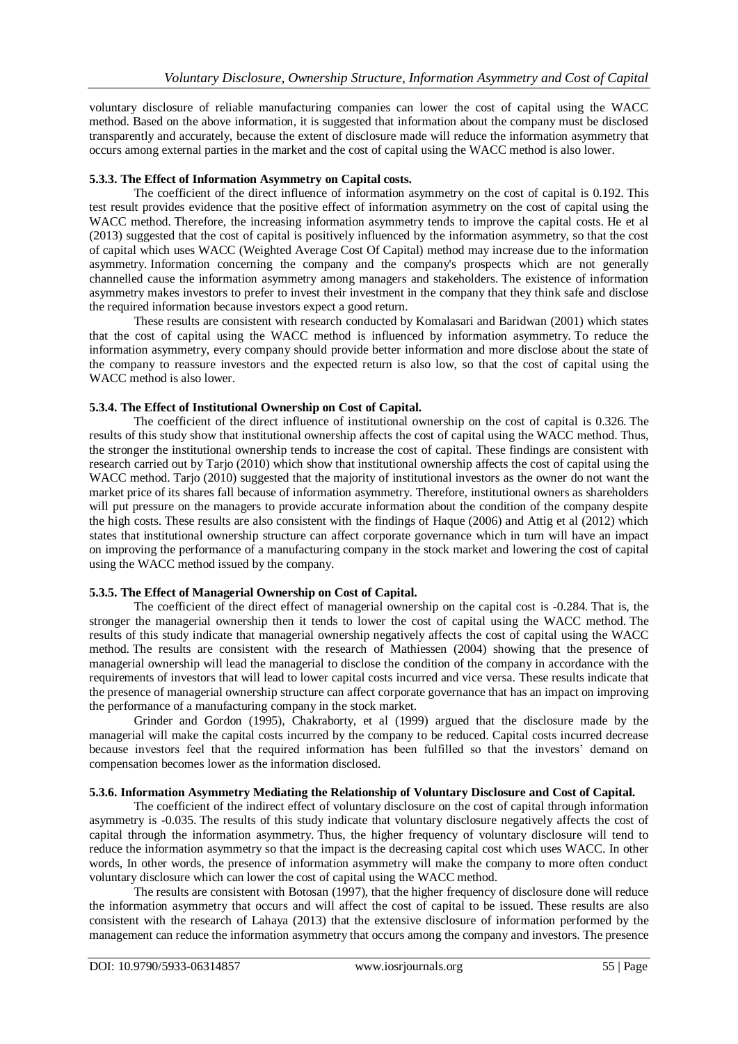voluntary disclosure of reliable manufacturing companies can lower the cost of capital using the WACC method. Based on the above information, it is suggested that information about the company must be disclosed transparently and accurately, because the extent of disclosure made will reduce the information asymmetry that occurs among external parties in the market and the cost of capital using the WACC method is also lower.

#### 5.3.3. The Effect of Information Asymmetry on Capital costs.

The coefficient of the direct influence of information asymmetry on the cost of capital is 0.192. This test result provides evidence that the positive effect of information asymmetry on the cost of capital using the WACC method. Therefore, the increasing information asymmetry tends to improve the capital costs. He et al (2013) suggested that the cost of capital is positively influenced by the information asymmetry, so that the cost of capital which uses WACC (Weighted Average Cost Of Capital) method may increase due to the information asymmetry. Information concerning the company and the company's prospects which are not generally channelled cause the information asymmetry among managers and stakeholders. The existence of information asymmetry makes investors to prefer to invest their investment in the company that they think safe and disclose the required information because investors expect a good return.

These results are consistent with research conducted by Komalasari and Baridwan (2001) which states that the cost of capital using the WACC method is influenced by information asymmetry. To reduce the information asymmetry, every company should provide better information and more disclose about the state of the company to reassure investors and the expected return is also low, so that the cost of capital using the WACC method is also lower.

#### 5.3.4. The Effect of Institutional Ownership on Cost of Capital.

The coefficient of the direct influence of institutional ownership on the cost of capital is 0.326. The results of this study show that institutional ownership affects the cost of capital using the WACC method. Thus, the stronger the institutional ownership tends to increase the cost of capital. These findings are consistent with research carried out by Tarjo (2010) which show that institutional ownership affects the cost of capital using the WACC method. Tarjo (2010) suggested that the majority of institutional investors as the owner do not want the market price of its shares fall because of information asymmetry. Therefore, institutional owners as shareholders will put pressure on the managers to provide accurate information about the condition of the company despite the high costs. These results are also consistent with the findings of Haque (2006) and Attig et al (2012) which states that institutional ownership structure can affect corporate governance which in turn will have an impact on improving the performance of a manufacturing company in the stock market and lowering the cost of capital using the WACC method issued by the company.

#### 5.3.5. The Effect of Managerial Ownership on Cost of Capital.

The coefficient of the direct effect of managerial ownership on the capital cost is -0.284. That is, the stronger the managerial ownership then it tends to lower the cost of capital using the WACC method. The results of this study indicate that managerial ownership negatively affects the cost of capital using the WACC method. The results are consistent with the research of Mathiessen (2004) showing that the presence of managerial ownership will lead the managerial to disclose the condition of the company in accordance with the requirements of investors that will lead to lower capital costs incurred and vice versa. These results indicate that the presence of managerial ownership structure can affect corporate governance that has an impact on improving the performance of a manufacturing company in the stock market.

Grinder and Gordon (1995), Chakraborty, et al (1999) argued that the disclosure made by the managerial will make the capital costs incurred by the company to be reduced. Capital costs incurred decrease because investors feel that the required information has been fulfilled so that the investors' demand on compensation becomes lower as the information disclosed.

#### 5.3.6. Information Asymmetry Mediating the Relationship of Voluntary Disclosure and Cost of Capital.

The coefficient of the indirect effect of voluntary disclosure on the cost of capital through information asymmetry is -0.035. The results of this study indicate that voluntary disclosure negatively affects the cost of capital through the information asymmetry. Thus, the higher frequency of voluntary disclosure will tend to reduce the information asymmetry so that the impact is the decreasing capital cost which uses WACC. In other words, In other words, the presence of information asymmetry will make the company to more often conduct voluntary disclosure which can lower the cost of capital using the WACC method.

The results are consistent with Botosan (1997), that the higher frequency of disclosure done will reduce the information asymmetry that occurs and will affect the cost of capital to be issued. These results are also consistent with the research of Lahaya (2013) that the extensive disclosure of information performed by the management can reduce the information asymmetry that occurs among the company and investors. The presence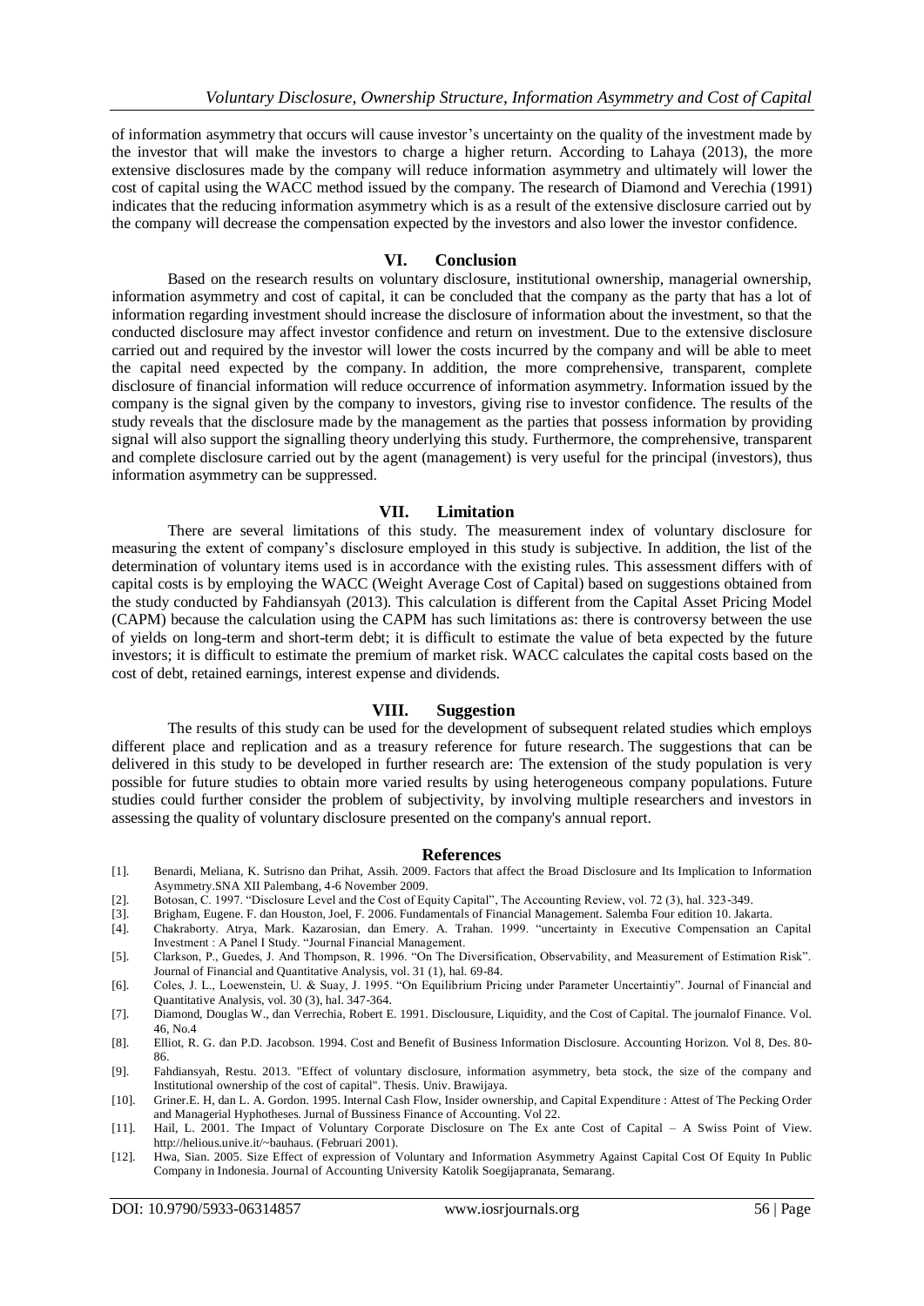of information asymmetry that occurs will cause investor's uncertainty on the quality of the investment made by the investor that will make the investors to charge a higher return. According to Lahaya (2013), the more extensive disclosures made by the company will reduce information asymmetry and ultimately will lower the cost of capital using the WACC method issued by the company. The research of Diamond and Verechia (1991) indicates that the reducing information asymmetry which is as a result of the extensive disclosure carried out by the company will decrease the compensation expected by the investors and also lower the investor confidence.

## VI. Conclusion

Based on the research results on voluntary disclosure, institutional ownership, managerial ownership, information asymmetry and cost of capital, it can be concluded that the company as the party that has a lot of information regarding investment should increase the disclosure of information about the investment, so that the conducted disclosure may affect investor confidence and return on investment. Due to the extensive disclosure carried out and required by the investor will lower the costs incurred by the company and will be able to meet the capital need expected by the company. In addition, the more comprehensive, transparent, complete disclosure of financial information will reduce occurrence of information asymmetry. Information issued by the company is the signal given by the company to investors, giving rise to investor confidence. The results of the study reveals that the disclosure made by the management as the parties that possess information by providing signal will also support the signalling theory underlying this study. Furthermore, the comprehensive, transparent and complete disclosure carried out by the agent (management) is very useful for the principal (investors), thus information asymmetry can be suppressed.

## VII. Limitation

There are several limitations of this study. The measurement index of voluntary disclosure for measuring the extent of company's disclosure employed in this study is subjective. In addition, the list of the determination of voluntary items used is in accordance with the existing rules. This assessment differs with of capital costs is by employing the WACC (Weight Average Cost of Capital) based on suggestions obtained from the study conducted by Fahdiansyah (2013). This calculation is different from the Capital Asset Pricing Model (CAPM) because the calculation using the CAPM has such limitations as: there is controversy between the use of yields on long-term and short-term debt; it is difficult to estimate the value of beta expected by the future investors; it is difficult to estimate the premium of market risk. WACC calculates the capital costs based on the cost of debt, retained earnings, interest expense and dividends.

## VIII. Suggestion

The results of this study can be used for the development of subsequent related studies which employs different place and replication and as a treasury reference for future research. The suggestions that can be delivered in this study to be developed in further research are: The extension of the study population is very possible for future studies to obtain more varied results by using heterogeneous company populations. Future studies could further consider the problem of subjectivity, by involving multiple researchers and investors in assessing the quality of voluntary disclosure presented on the company's annual report.

## References

[1]. Benardi, Meliana, K. Sutrisno dan Prihat, Assih. 2009. Factors that affect the Broad Disclosure and Its Implication to Information Asymmetry.SNA XII Palembang, 4-6 November 2009.

[2]. Botosan, C. 1997. "Disclosure Level and the Cost of Equity Capital", The Accounting Review, vol. 72 (3), hal. 323-349.

[3]. Brigham, Eugene. F. dan Houston, Joel, F. 2006. Fundamentals of Financial Management. Salemba Four edition 10. Jakarta.

[4]. Chakraborty. Atrya, Mark. Kazarosian, dan Emery. A. Trahan. 1999. "uncertainty in Executive Compensation an Capital Investment : A Panel I Study. "Journal Financial Management.

[5]. Clarkson, P., Guedes, J. And Thompson, R. 1996. "On The Diversification, Observability, and Measurement of Estimation Risk". Journal of Financial and Quantitative Analysis, vol. 31 (1), hal. 69-84.

[6]. Coles, J. L., Loewenstein, U. & Suay, J. 1995. "On Equilibrium Pricing under Parameter Uncertaintiy". Journal of Financial and Quantitative Analysis, vol. 30 (3), hal. 347-364.

[7]. Diamond, Douglas W., dan Verrechia, Robert E. 1991. Disclousure, Liquidity, and the Cost of Capital. The journalof Finance. Vol. 46, No.4

[8]. Elliot, R. G. dan P.D. Jacobson. 1994. Cost and Benefit of Business Information Disclosure. Accounting Horizon. Vol 8, Des. 80-86.

[9]. Fahdiansyah, Restu. 2013. "Effect of voluntary disclosure, information asymmetry, beta stock, the size of the company and Institutional ownership of the cost of capital". Thesis. Univ. Brawijaya.

[10]. Griner.E. H, dan L. A. Gordon. 1995. Internal Cash Flow, Insider ownership, and Capital Expenditure : Attest of The Pecking Order and Managerial Hyphotheses. Jurnal of Bussiness Finance of Accounting. Vol 22.

[11]. Hail, L. 2001. The Impact of Voluntary Corporate Disclosure on The Ex ante Cost of Capital – A Swiss Point of View. http://helious.unive.it/~bauhaus. (Februari 2001).

[12]. Hwa, Sian. 2005. Size Effect of expression of Voluntary and Information Asymmetry Against Capital Cost Of Equity In Public Company in Indonesia. Journal of Accounting University Katolik Soegijapranata, Semarang.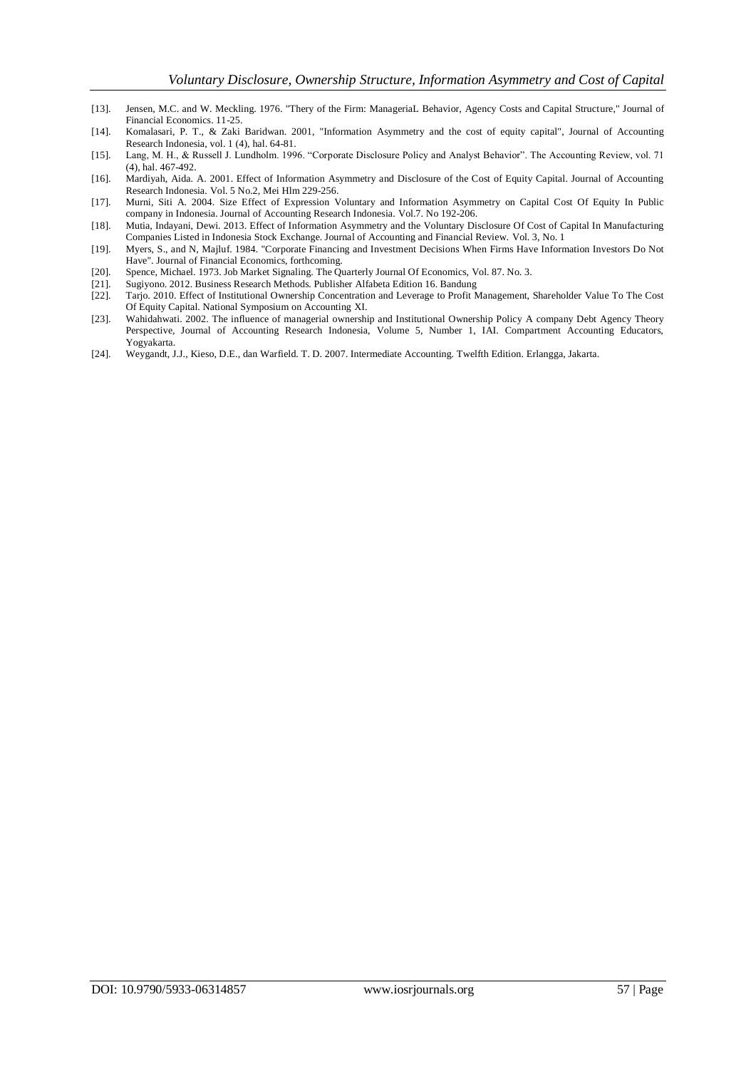[13]. Jensen, M.C. and W. Meckling. 1976. "Thery of the Firm: ManageriaL Behavior, Agency Costs and Capital Structure," Journal of Financial Economics. 11-25.

[14]. Komalasari, P. T., & Zaki Baridwan. 2001, "Information Asymmetry and the cost of equity capital", Journal of Accounting Research Indonesia, vol. 1 (4), hal. 64-81.

[15]. Lang, M. H., & Russell J. Lundholm. 1996. "Corporate Disclosure Policy and Analyst Behavior". The Accounting Review, vol. 71 (4), hal. 467-492.

[16]. Mardiyah, Aida. A. 2001. Effect of Information Asymmetry and Disclosure of the Cost of Equity Capital. Journal of Accounting Research Indonesia. Vol. 5 No.2, Mei Hlm 229-256.

[17]. Murni, Siti A. 2004. Size Effect of Expression Voluntary and Information Asymmetry on Capital Cost Of Equity In Public company in Indonesia. Journal of Accounting Research Indonesia. Vol.7. No 192-206.

[18]. Mutia, Indayani, Dewi. 2013. Effect of Information Asymmetry and the Voluntary Disclosure Of Cost of Capital In Manufacturing Companies Listed in Indonesia Stock Exchange. Journal of Accounting and Financial Review. Vol. 3, No. 1

[19]. Myers, S., and N, Majluf. 1984. "Corporate Financing and Investment Decisions When Firms Have Information Investors Do Not Have". Journal of Financial Economics, forthcoming.

[20]. Spence, Michael. 1973. Job Market Signaling. The Quarterly Journal Of Economics, Vol. 87. No. 3.

[21]. Sugiyono. 2012. Business Research Methods. Publisher Alfabeta Edition 16. Bandung

[22]. Tarjo. 2010. Effect of Institutional Ownership Concentration and Leverage to Profit Management, Shareholder Value To The Cost Of Equity Capital. National Symposium on Accounting XI.

[23]. Wahidahwati. 2002. The influence of managerial ownership and Institutional Ownership Policy A company Debt Agency Theory Perspective, Journal of Accounting Research Indonesia, Volume 5, Number 1, IAI. Compartment Accounting Educators, Yogyakarta.

[24]. Weygandt, J.J., Kieso, D.E., dan Warfield. T. D. 2007. Intermediate Accounting. Twelfth Edition. Erlangga, Jakarta.